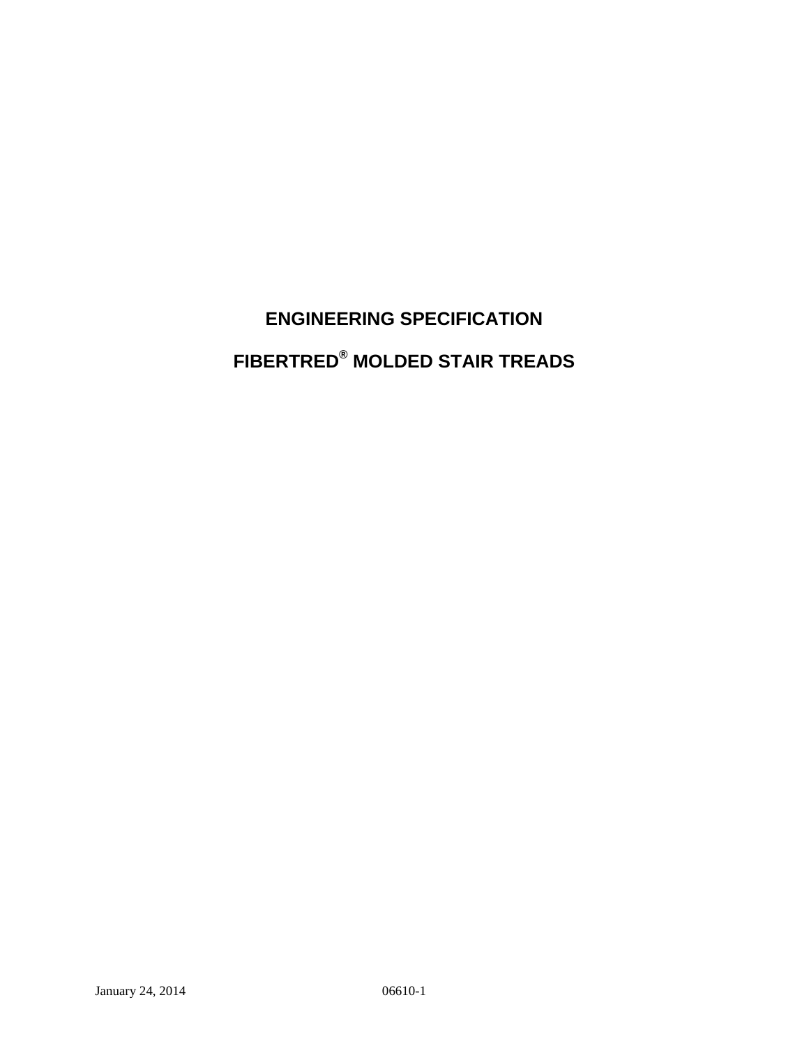# ENGINEERING SPECIFICATION

# FIBERTRED® MOLDED STAIR TREADS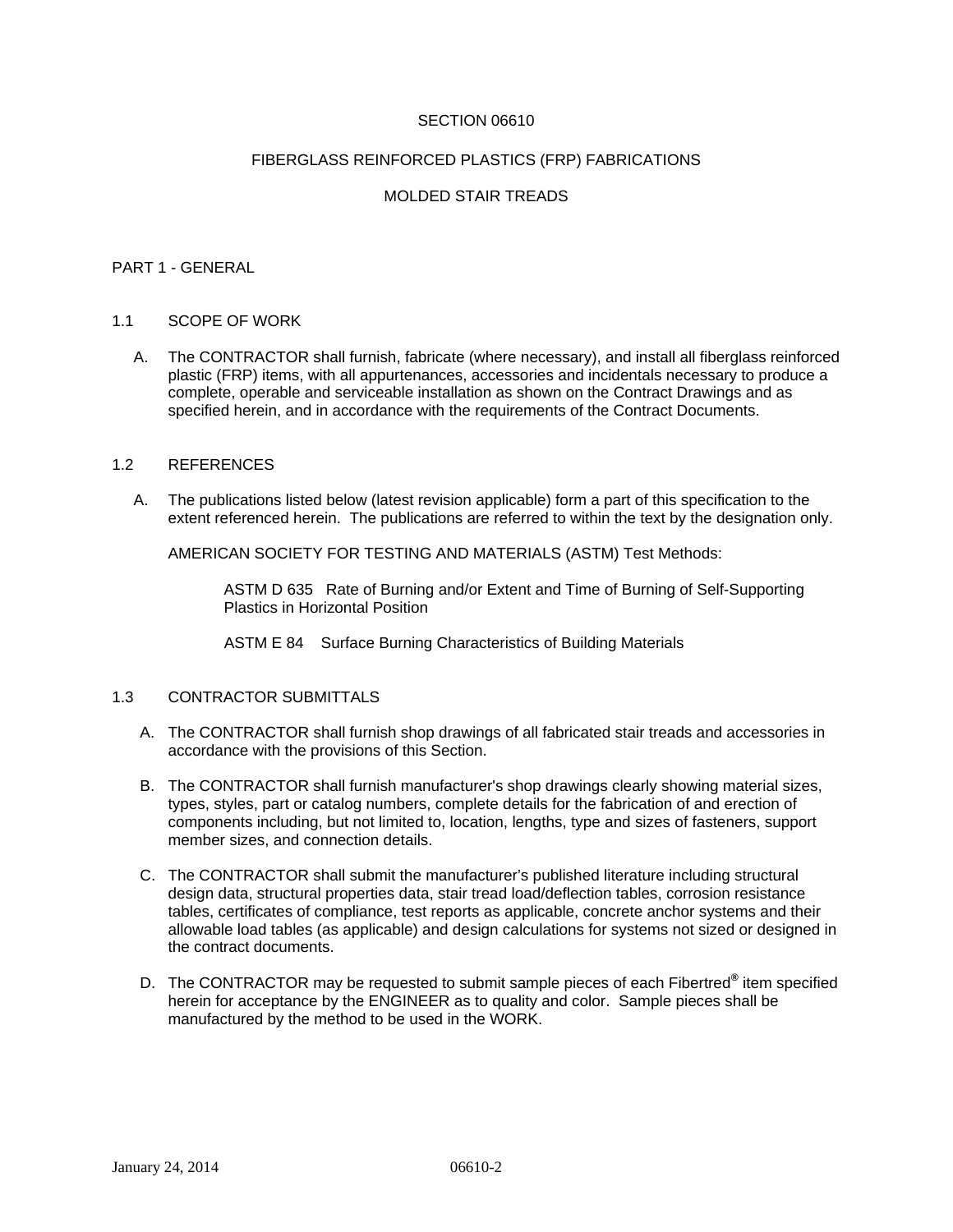# SECTION 06610

# FIBERGLASS REINFORCED PLASTICS (FRP) FABRICATIONS

# MOLDED STAIR TREADS

## PART 1 - GENERAL

### 1.1 SCOPE OF WORK

A. The CONTRACTOR shall furnish, fabricate (where necessary), and install all fiberglass reinforced plastic (FRP) items, with all appurtenances, accessories and incidentals necessary to produce a complete, operable and serviceable installation as shown on the Contract Drawings and as specified herein, and in accordance with the requirements of the Contract Documents.

### 1.2 REFERENCES

A. The publications listed below (latest revision applicable) form a part of this specification to the extent referenced herein. The publications are referred to within the text by the designation only.

AMERICAN SOCIETY FOR TESTING AND MATERIALS (ASTM) Test Methods:

ASTM D 635 Rate of Burning and/or Extent and Time of Burning of Self-Supporting Plastics in Horizontal Position

ASTM E 84 Surface Burning Characteristics of Building Materials

### 1.3 CONTRACTOR SUBMITTALS

A. The CONTRACTOR shall furnish shop drawings of all fabricated stair treads and accessories in accordance with the provisions of this Section.

B. The CONTRACTOR shall furnish manufacturer's shop drawings clearly showing material sizes, types, styles, part or catalog numbers, complete details for the fabrication of and erection of components including, but not limited to, location, lengths, type and sizes of fasteners, support member sizes, and connection details.

C. The CONTRACTOR shall submit the manufacturer's published literature including structural design data, structural properties data, stair tread load/deflection tables, corrosion resistance tables, certificates of compliance, test reports as applicable, concrete anchor systems and their allowable load tables (as applicable) and design calculations for systems not sized or designed in the contract documents.

D. The CONTRACTOR may be requested to submit sample pieces of each Fibertred® item specified herein for acceptance by the ENGINEER as to quality and color. Sample pieces shall be manufactured by the method to be used in the WORK.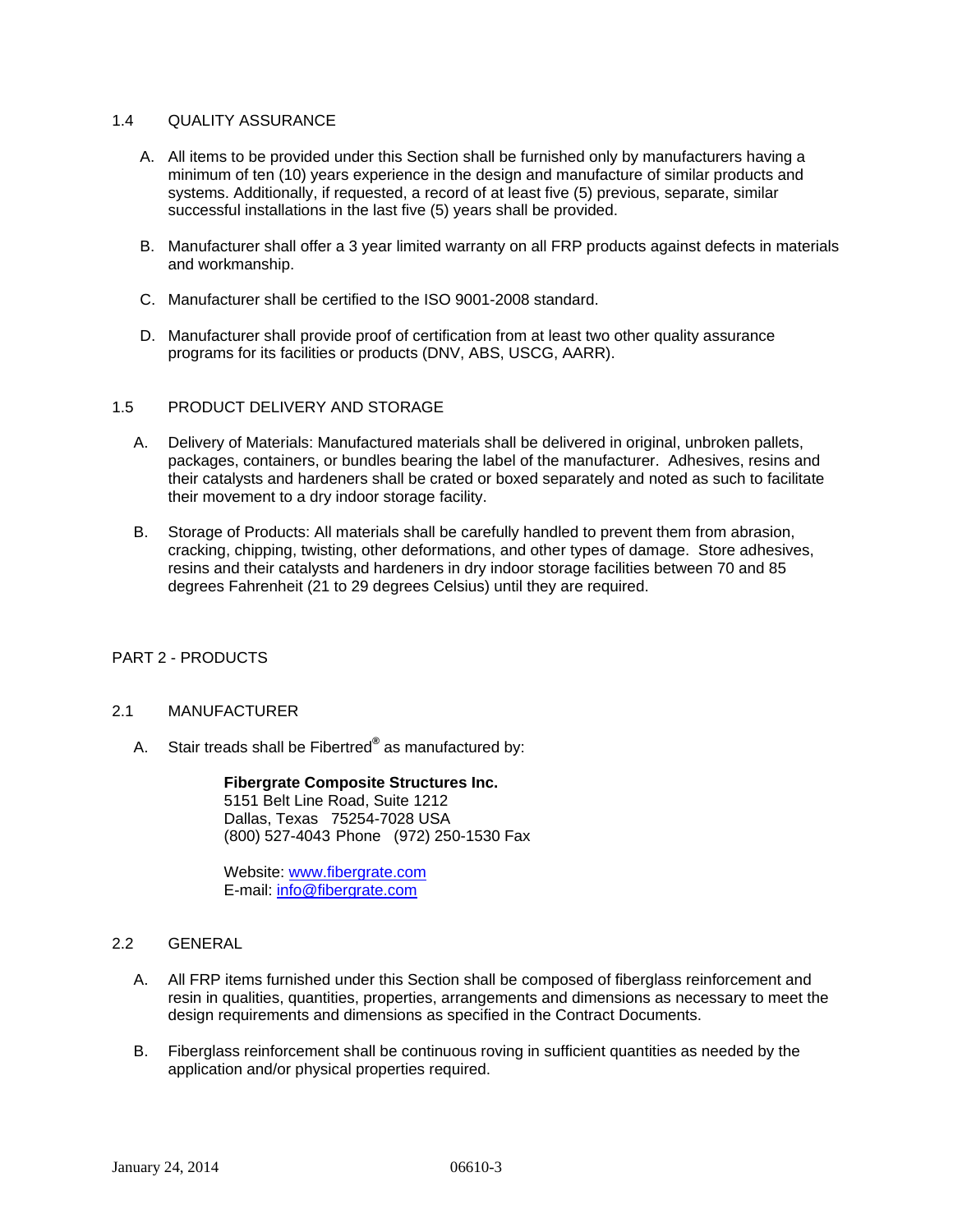## 1.4 QUALITY ASSURANCE

A. All items to be provided under this Section shall be furnished only by manufacturers having a minimum of ten (10) years experience in the design and manufacture of similar products and systems. Additionally, if requested, a record of at least five (5) previous, separate, similar successful installations in the last five (5) years shall be provided.

B. Manufacturer shall offer a 3 year limited warranty on all FRP products against defects in materials and workmanship.

C. Manufacturer shall be certified to the ISO 9001-2008 standard.

D. Manufacturer shall provide proof of certification from at least two other quality assurance programs for its facilities or products (DNV, ABS, USCG, AARR).

## 1.5 PRODUCT DELIVERY AND STORAGE

A. Delivery of Materials: Manufactured materials shall be delivered in original, unbroken pallets, packages, containers, or bundles bearing the label of the manufacturer. Adhesives, resins and their catalysts and hardeners shall be crated or boxed separately and noted as such to facilitate their movement to a dry indoor storage facility.

B. Storage of Products: All materials shall be carefully handled to prevent them from abrasion, cracking, chipping, twisting, other deformations, and other types of damage. Store adhesives, resins and their catalysts and hardeners in dry indoor storage facilities between 70 and 85 degrees Fahrenheit (21 to 29 degrees Celsius) until they are required.

# PART 2 - PRODUCTS

## 2.1 MANUFACTURER

A. Stair treads shall be Fibertred® as manufactured by:

> **Fibergrate Composite Structures Inc.**
> 5151 Belt Line Road, Suite 1212
> Dallas, Texas 75254-7028 USA
> (800) 527-4043 Phone (972) 250-1530 Fax
>
> Website: www.fibergrate.com
> E-mail: info@fibergrate.com

## 2.2 GENERAL

A. All FRP items furnished under this Section shall be composed of fiberglass reinforcement and resin in qualities, quantities, properties, arrangements and dimensions as necessary to meet the design requirements and dimensions as specified in the Contract Documents.

B. Fiberglass reinforcement shall be continuous roving in sufficient quantities as needed by the application and/or physical properties required.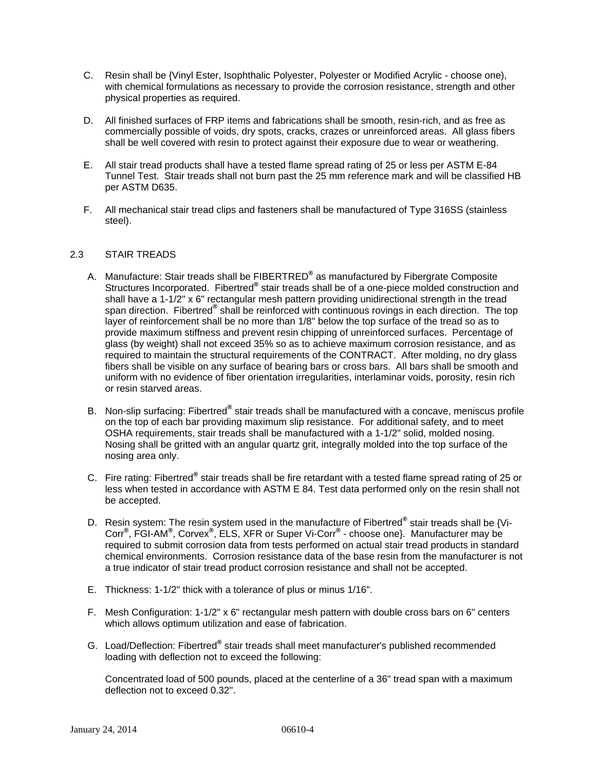C. Resin shall be {Vinyl Ester, Isophthalic Polyester, Polyester or Modified Acrylic - choose one), with chemical formulations as necessary to provide the corrosion resistance, strength and other physical properties as required.

D. All finished surfaces of FRP items and fabrications shall be smooth, resin-rich, and as free as commercially possible of voids, dry spots, cracks, crazes or unreinforced areas. All glass fibers shall be well covered with resin to protect against their exposure due to wear or weathering.

E. All stair tread products shall have a tested flame spread rating of 25 or less per ASTM E-84 Tunnel Test. Stair treads shall not burn past the 25 mm reference mark and will be classified HB per ASTM D635.

F. All mechanical stair tread clips and fasteners shall be manufactured of Type 316SS (stainless steel).

## 2.3 STAIR TREADS

A. Manufacture: Stair treads shall be FIBERTRED® as manufactured by Fibergrate Composite Structures Incorporated. Fibertred® stair treads shall be of a one-piece molded construction and shall have a 1-1/2" x 6" rectangular mesh pattern providing unidirectional strength in the tread span direction. Fibertred® shall be reinforced with continuous rovings in each direction. The top layer of reinforcement shall be no more than 1/8" below the top surface of the tread so as to provide maximum stiffness and prevent resin chipping of unreinforced surfaces. Percentage of glass (by weight) shall not exceed 35% so as to achieve maximum corrosion resistance, and as required to maintain the structural requirements of the CONTRACT. After molding, no dry glass fibers shall be visible on any surface of bearing bars or cross bars. All bars shall be smooth and uniform with no evidence of fiber orientation irregularities, interlaminar voids, porosity, resin rich or resin starved areas.

B. Non-slip surfacing: Fibertred® stair treads shall be manufactured with a concave, meniscus profile on the top of each bar providing maximum slip resistance. For additional safety, and to meet OSHA requirements, stair treads shall be manufactured with a 1-1/2" solid, molded nosing. Nosing shall be gritted with an angular quartz grit, integrally molded into the top surface of the nosing area only.

C. Fire rating: Fibertred® stair treads shall be fire retardant with a tested flame spread rating of 25 or less when tested in accordance with ASTM E 84. Test data performed only on the resin shall not be accepted.

D. Resin system: The resin system used in the manufacture of Fibertred® stair treads shall be {Vi-Corr®, FGI-AM®, Corvex®, ELS, XFR or Super Vi-Corr® - choose one}. Manufacturer may be required to submit corrosion data from tests performed on actual stair tread products in standard chemical environments. Corrosion resistance data of the base resin from the manufacturer is not a true indicator of stair tread product corrosion resistance and shall not be accepted.

E. Thickness: 1-1/2" thick with a tolerance of plus or minus 1/16".

F. Mesh Configuration: 1-1/2" x 6" rectangular mesh pattern with double cross bars on 6" centers which allows optimum utilization and ease of fabrication.

G. Load/Deflection: Fibertred® stair treads shall meet manufacturer's published recommended loading with deflection not to exceed the following:

Concentrated load of 500 pounds, placed at the centerline of a 36" tread span with a maximum deflection not to exceed 0.32".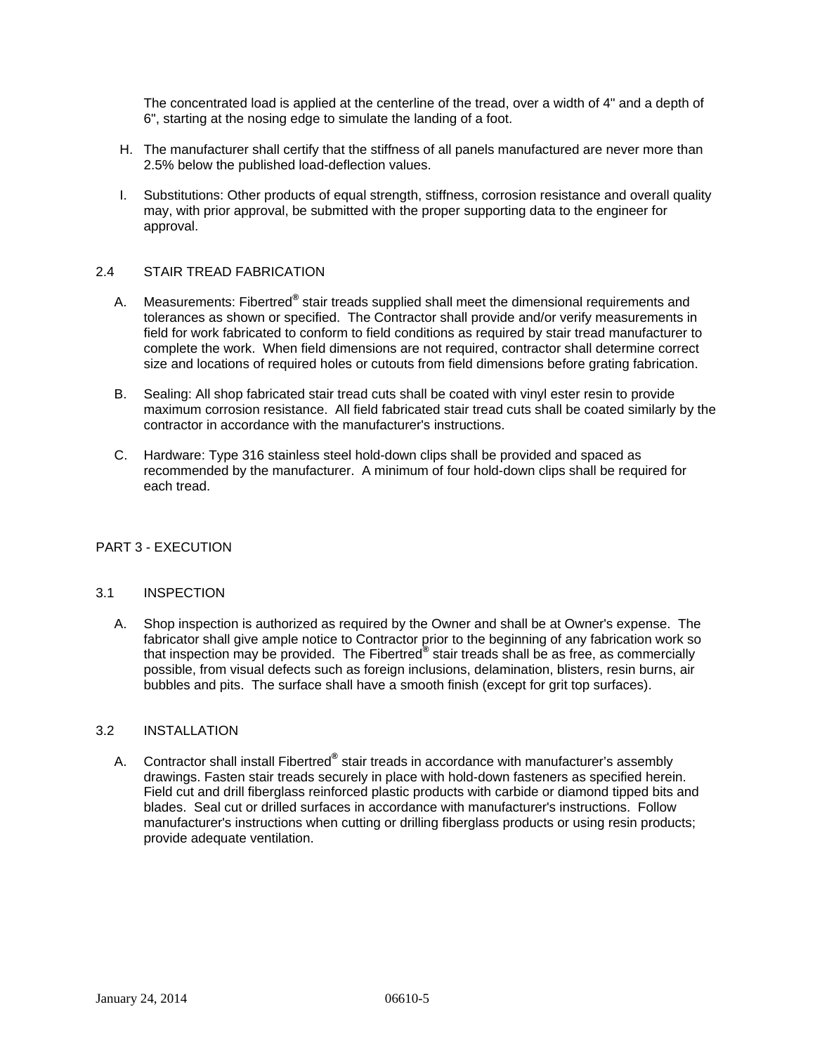The concentrated load is applied at the centerline of the tread, over a width of 4" and a depth of 6", starting at the nosing edge to simulate the landing of a foot.

H. The manufacturer shall certify that the stiffness of all panels manufactured are never more than 2.5% below the published load-deflection values.

I. Substitutions: Other products of equal strength, stiffness, corrosion resistance and overall quality may, with prior approval, be submitted with the proper supporting data to the engineer for approval.

## 2.4 STAIR TREAD FABRICATION

A. Measurements: Fibertred® stair treads supplied shall meet the dimensional requirements and tolerances as shown or specified. The Contractor shall provide and/or verify measurements in field for work fabricated to conform to field conditions as required by stair tread manufacturer to complete the work. When field dimensions are not required, contractor shall determine correct size and locations of required holes or cutouts from field dimensions before grating fabrication.

B. Sealing: All shop fabricated stair tread cuts shall be coated with vinyl ester resin to provide maximum corrosion resistance. All field fabricated stair tread cuts shall be coated similarly by the contractor in accordance with the manufacturer's instructions.

C. Hardware: Type 316 stainless steel hold-down clips shall be provided and spaced as recommended by the manufacturer. A minimum of four hold-down clips shall be required for each tread.

# PART 3 - EXECUTION

## 3.1 INSPECTION

A. Shop inspection is authorized as required by the Owner and shall be at Owner's expense. The fabricator shall give ample notice to Contractor prior to the beginning of any fabrication work so that inspection may be provided. The Fibertred® stair treads shall be as free, as commercially possible, from visual defects such as foreign inclusions, delamination, blisters, resin burns, air bubbles and pits. The surface shall have a smooth finish (except for grit top surfaces).

## 3.2 INSTALLATION

A. Contractor shall install Fibertred® stair treads in accordance with manufacturer's assembly drawings. Fasten stair treads securely in place with hold-down fasteners as specified herein. Field cut and drill fiberglass reinforced plastic products with carbide or diamond tipped bits and blades. Seal cut or drilled surfaces in accordance with manufacturer's instructions. Follow manufacturer's instructions when cutting or drilling fiberglass products or using resin products; provide adequate ventilation.